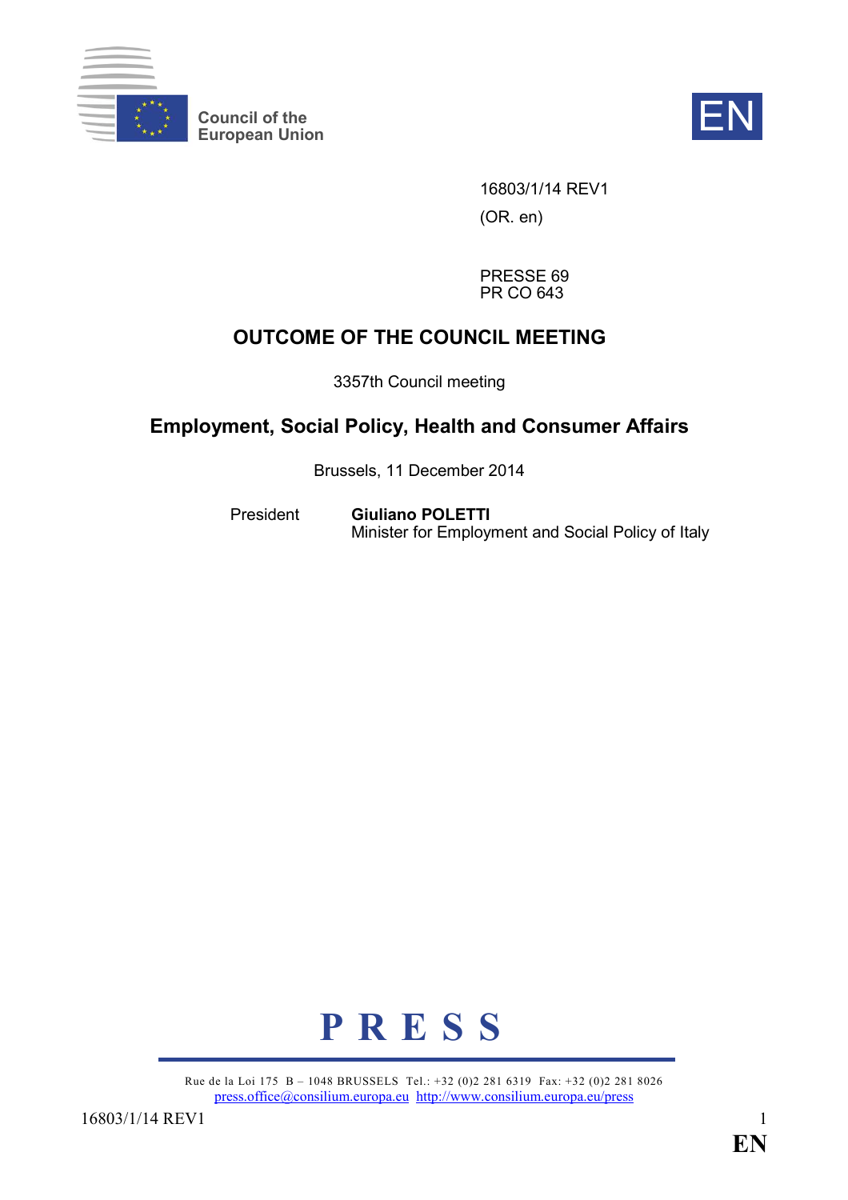Council of the European Union

EN

16803/1/14 REV1

(OR. en)

PRESSE 69
PR CO 643

# OUTCOME OF THE COUNCIL MEETING

3357th Council meeting

## Employment, Social Policy, Health and Consumer Affairs

Brussels, 11 December 2014

President **Giuliano POLETTI**
Minister for Employment and Social Policy of Italy

**P R E S S**

Rue de la Loi 175 B – 1048 BRUSSELS Tel.: +32 (0)2 281 6319 Fax: +32 (0)2 281 8026
press.office@consilium.europa.eu http://www.consilium.europa.eu/press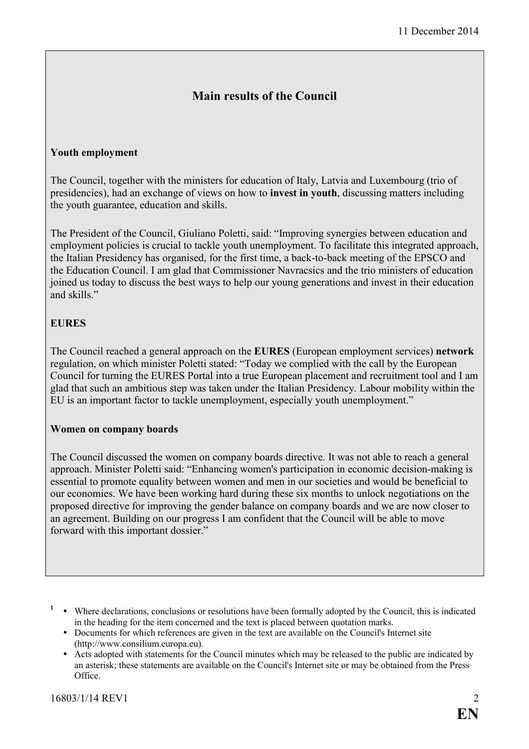11 December 2014

## Main results of the Council

**Youth employment**

The Council, together with the ministers for education of Italy, Latvia and Luxembourg (trio of presidencies), had an exchange of views on how to **invest in youth**, discussing matters including the youth guarantee, education and skills.

The President of the Council, Giuliano Poletti, said: "Improving synergies between education and employment policies is crucial to tackle youth unemployment. To facilitate this integrated approach, the Italian Presidency has organised, for the first time, a back-to-back meeting of the EPSCO and the Education Council. I am glad that Commissioner Navracsics and the trio ministers of education joined us today to discuss the best ways to help our young generations and invest in their education and skills."

**EURES**

The Council reached a general approach on the **EURES** (European employment services) **network** regulation, on which minister Poletti stated: "Today we complied with the call by the European Council for turning the EURES Portal into a true European placement and recruitment tool and I am glad that such an ambitious step was taken under the Italian Presidency. Labour mobility within the EU is an important factor to tackle unemployment, especially youth unemployment."

**Women on company boards**

The Council discussed the women on company boards directive. It was not able to reach a general approach. Minister Poletti said: "Enhancing women's participation in economic decision-making is essential to promote equality between women and men in our societies and would be beneficial to our economies. We have been working hard during these six months to unlock negotiations on the proposed directive for improving the gender balance on company boards and we are now closer to an agreement. Building on our progress I am confident that the Council will be able to move forward with this important dossier."

[1]
- Where declarations, conclusions or resolutions have been formally adopted by the Council, this is indicated in the heading for the item concerned and the text is placed between quotation marks.
- Documents for which references are given in the text are available on the Council's Internet site (http://www.consilium.europa.eu).
- Acts adopted with statements for the Council minutes which may be released to the public are indicated by an asterisk; these statements are available on the Council's Internet site or may be obtained from the Press Office.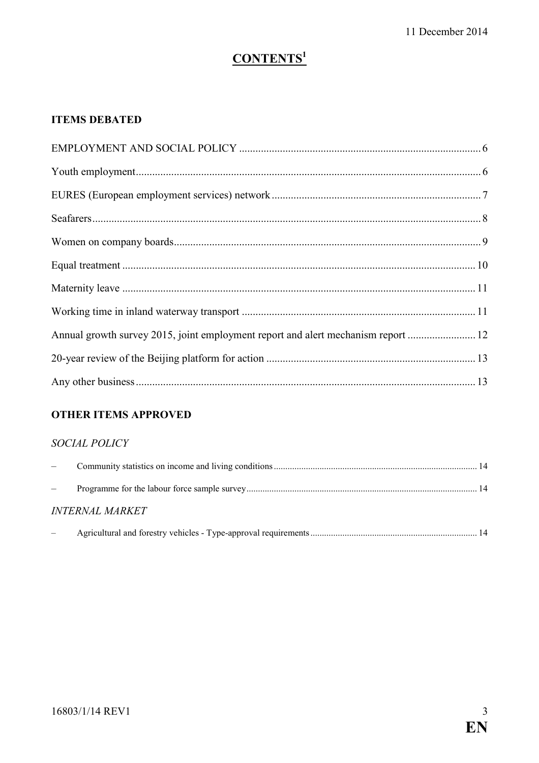# CONTENTS[1]

## ITEMS DEBATED

EMPLOYMENT AND SOCIAL POLICY ........................................................................................ 6

Youth employment ................................................................................................................ 6

EURES (European employment services) network ............................................................. 7

Seafarers ................................................................................................................................ 8

Women on company boards ................................................................................................. 9

Equal treatment ................................................................................................................... 10

Maternity leave ................................................................................................................... 11

Working time in inland waterway transport ....................................................................... 11

Annual growth survey 2015, joint employment report and alert mechanism report ......... 12

20-year review of the Beijing platform for action .............................................................. 13

Any other business .............................................................................................................. 13

## OTHER ITEMS APPROVED

*SOCIAL POLICY*

– Community statistics on income and living conditions ........................................................ 14

– Programme for the labour force sample survey .................................................................... 14

*INTERNAL MARKET*

– Agricultural and forestry vehicles - Type-approval requirements ......................................... 14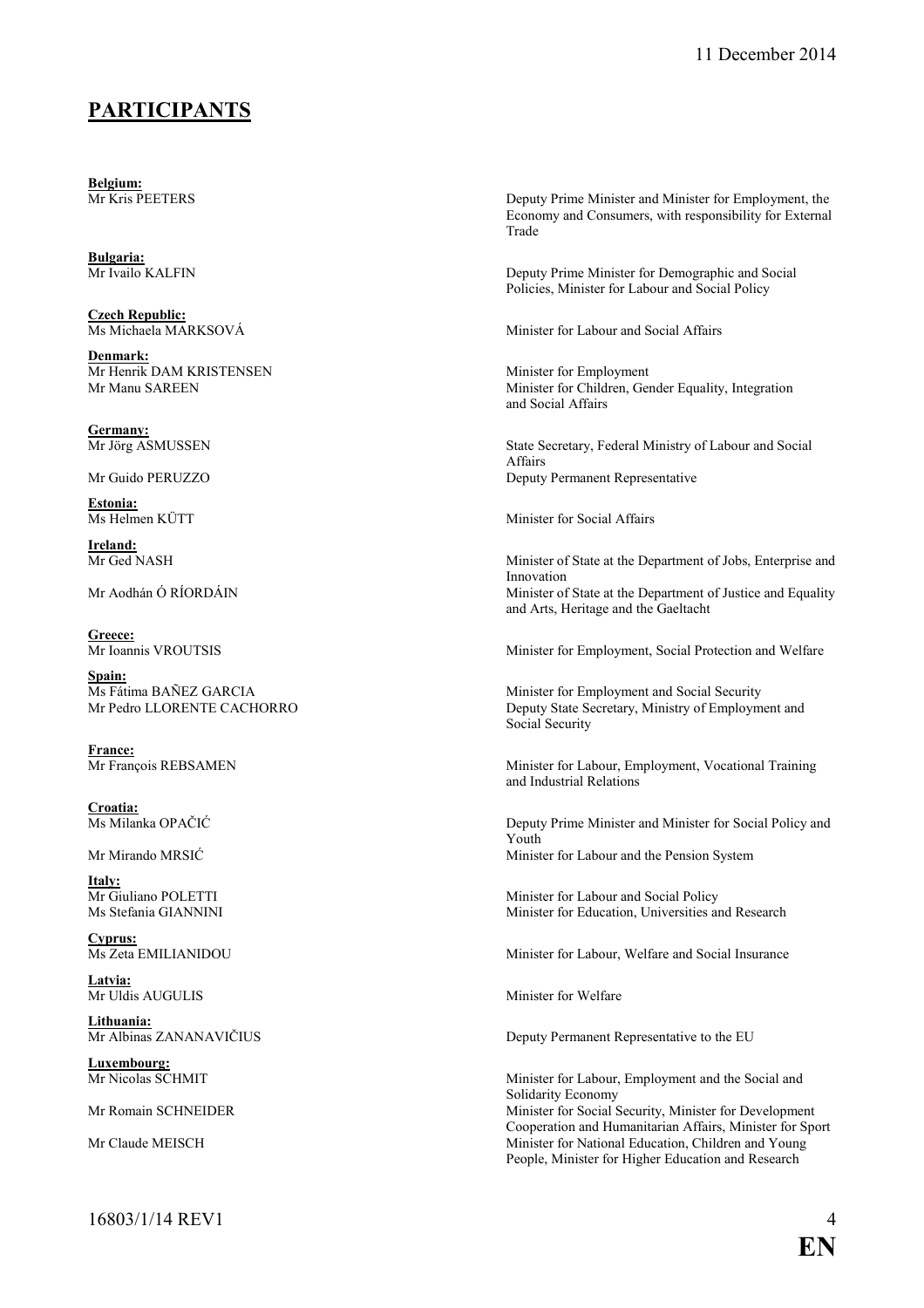## PARTICIPANTS

**Belgium:**

Mr Kris PEETERS — Deputy Prime Minister and Minister for Employment, the Economy and Consumers, with responsibility for External Trade

**Bulgaria:**

Mr Ivailo KALFIN — Deputy Prime Minister for Demographic and Social Policies, Minister for Labour and Social Policy

**Czech Republic:**

Ms Michaela MARKSOVÁ — Minister for Labour and Social Affairs

**Denmark:**

Mr Henrik DAM KRISTENSEN — Minister for Employment

Mr Manu SAREEN — Minister for Children, Gender Equality, Integration and Social Affairs

**Germany:**

Mr Jörg ASMUSSEN — State Secretary, Federal Ministry of Labour and Social Affairs

Mr Guido PERUZZO — Deputy Permanent Representative

**Estonia:**

Ms Helmen KÜTT — Minister for Social Affairs

**Ireland:**

Mr Ged NASH — Minister of State at the Department of Jobs, Enterprise and Innovation

Mr Aodhán Ó RÍORDÁIN — Minister of State at the Department of Justice and Equality and Arts, Heritage and the Gaeltacht

**Greece:**

Mr Ioannis VROUTSIS — Minister for Employment, Social Protection and Welfare

**Spain:**

Ms Fátima BAÑEZ GARCIA — Minister for Employment and Social Security

Mr Pedro LLORENTE CACHORRO — Deputy State Secretary, Ministry of Employment and Social Security

**France:**

Mr François REBSAMEN — Minister for Labour, Employment, Vocational Training and Industrial Relations

**Croatia:**

Ms Milanka OPAČIĆ — Deputy Prime Minister and Minister for Social Policy and Youth

Mr Mirando MRSIĆ — Minister for Labour and the Pension System

**Italy:**

Mr Giuliano POLETTI — Minister for Labour and Social Policy

Ms Stefania GIANNINI — Minister for Education, Universities and Research

**Cyprus:**

Ms Zeta EMILIANIDOU — Minister for Labour, Welfare and Social Insurance

**Latvia:**

Mr Uldis AUGULIS — Minister for Welfare

**Lithuania:**

Mr Albinas ZANANAVIČIUS — Deputy Permanent Representative to the EU

**Luxembourg:**

Mr Nicolas SCHMIT — Minister for Labour, Employment and the Social and Solidarity Economy

Mr Romain SCHNEIDER — Minister for Social Security, Minister for Development Cooperation and Humanitarian Affairs, Minister for Sport

Mr Claude MEISCH — Minister for National Education, Children and Young People, Minister for Higher Education and Research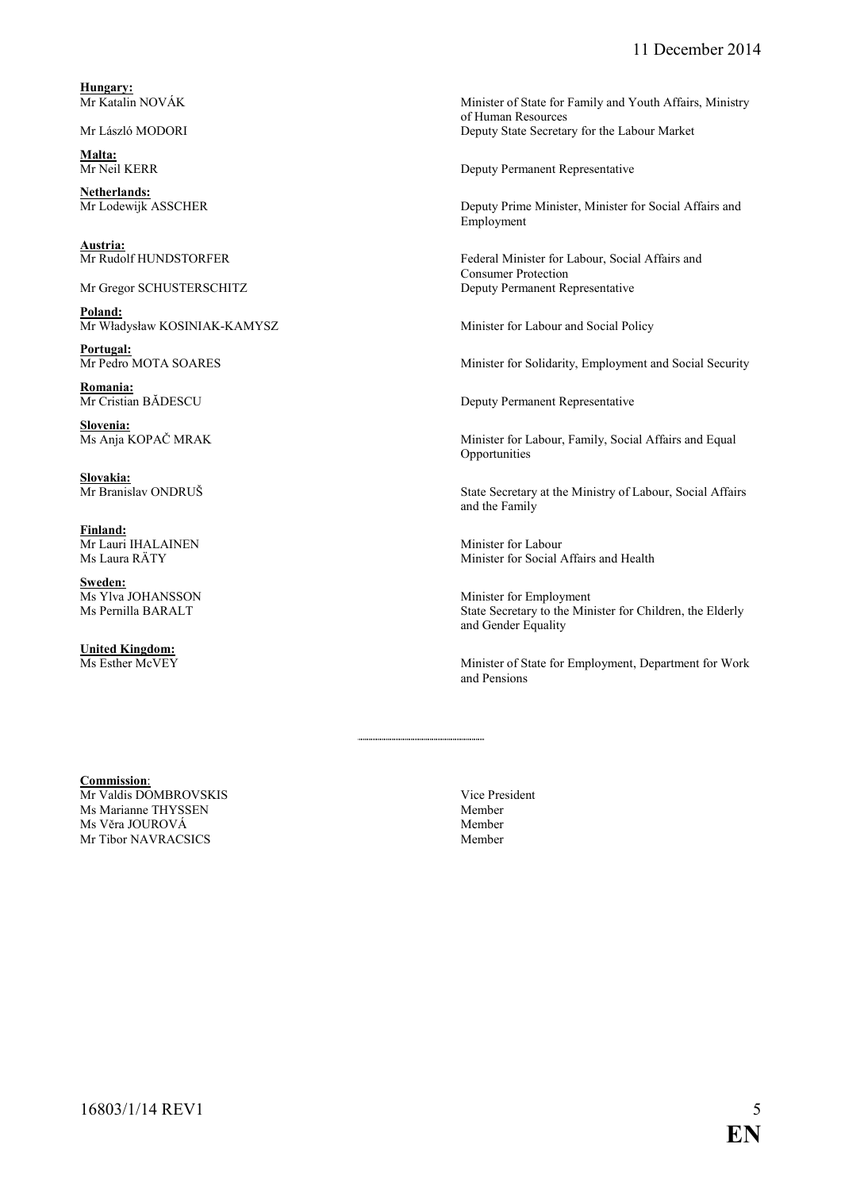**Hungary:**

| | |
|---|---|
| Mr Katalin NOVÁK | Minister of State for Family and Youth Affairs, Ministry of Human Resources |
| Mr László MODORI | Deputy State Secretary for the Labour Market |

**Malta:**

| | |
|---|---|
| Mr Neil KERR | Deputy Permanent Representative |

**Netherlands:**

| | |
|---|---|
| Mr Lodewijk ASSCHER | Deputy Prime Minister, Minister for Social Affairs and Employment |

**Austria:**

| | |
|---|---|
| Mr Rudolf HUNDSTORFER | Federal Minister for Labour, Social Affairs and Consumer Protection |
| Mr Gregor SCHUSTERSCHITZ | Deputy Permanent Representative |

**Poland:**

| | |
|---|---|
| Mr Władysław KOSINIAK-KAMYSZ | Minister for Labour and Social Policy |

**Portugal:**

| | |
|---|---|
| Mr Pedro MOTA SOARES | Minister for Solidarity, Employment and Social Security |

**Romania:**

| | |
|---|---|
| Mr Cristian BĂDESCU | Deputy Permanent Representative |

**Slovenia:**

| | |
|---|---|
| Ms Anja KOPAČ MRAK | Minister for Labour, Family, Social Affairs and Equal Opportunities |

**Slovakia:**

| | |
|---|---|
| Mr Branislav ONDRUŠ | State Secretary at the Ministry of Labour, Social Affairs and the Family |

**Finland:**

| | |
|---|---|
| Mr Lauri IHALAINEN | Minister for Labour |
| Ms Laura RÄTY | Minister for Social Affairs and Health |

**Sweden:**

| | |
|---|---|
| Ms Ylva JOHANSSON | Minister for Employment |
| Ms Pernilla BARALT | State Secretary to the Minister for Children, the Elderly and Gender Equality |

**United Kingdom:**

| | |
|---|---|
| Ms Esther McVEY | Minister of State for Employment, Department for Work and Pensions |

---

**Commission**:

| | |
|---|---|
| Mr Valdis DOMBROVSKIS | Vice President |
| Ms Marianne THYSSEN | Member |
| Ms Věra JOUROVÁ | Member |
| Mr Tibor NAVRACSICS | Member |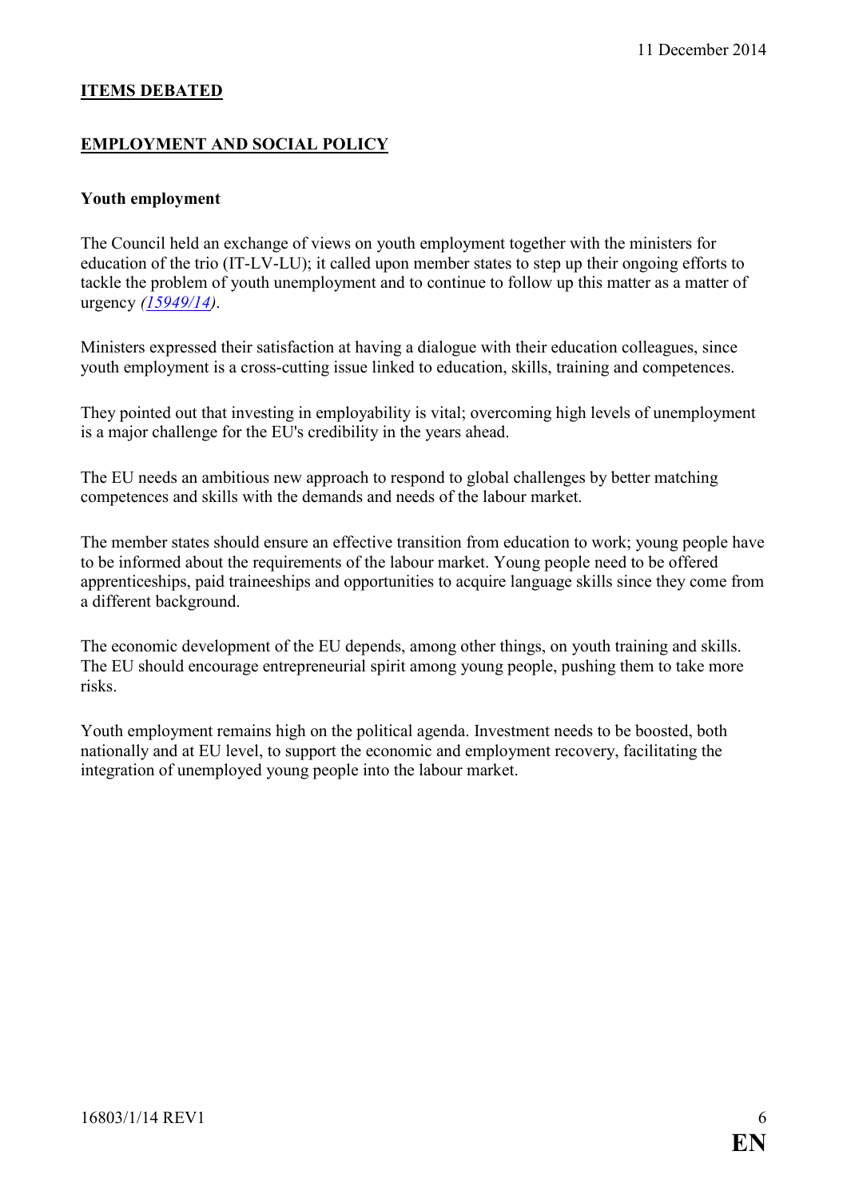## ITEMS DEBATED

## EMPLOYMENT AND SOCIAL POLICY

### Youth employment

The Council held an exchange of views on youth employment together with the ministers for education of the trio (IT-LV-LU); it called upon member states to step up their ongoing efforts to tackle the problem of youth unemployment and to continue to follow up this matter as a matter of urgency *(15949/14)*.

Ministers expressed their satisfaction at having a dialogue with their education colleagues, since youth employment is a cross-cutting issue linked to education, skills, training and competences.

They pointed out that investing in employability is vital; overcoming high levels of unemployment is a major challenge for the EU's credibility in the years ahead.

The EU needs an ambitious new approach to respond to global challenges by better matching competences and skills with the demands and needs of the labour market.

The member states should ensure an effective transition from education to work; young people have to be informed about the requirements of the labour market. Young people need to be offered apprenticeships, paid traineeships and opportunities to acquire language skills since they come from a different background.

The economic development of the EU depends, among other things, on youth training and skills. The EU should encourage entrepreneurial spirit among young people, pushing them to take more risks.

Youth employment remains high on the political agenda. Investment needs to be boosted, both nationally and at EU level, to support the economic and employment recovery, facilitating the integration of unemployed young people into the labour market.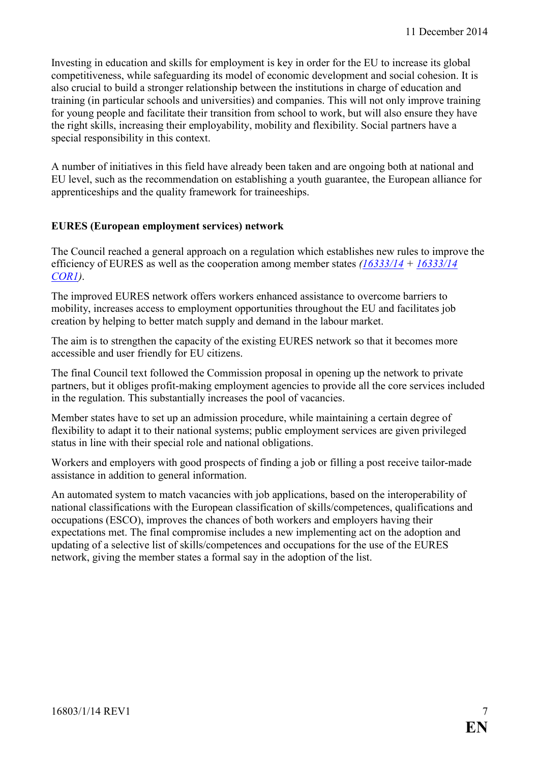Investing in education and skills for employment is key in order for the EU to increase its global competitiveness, while safeguarding its model of economic development and social cohesion. It is also crucial to build a stronger relationship between the institutions in charge of education and training (in particular schools and universities) and companies. This will not only improve training for young people and facilitate their transition from school to work, but will also ensure they have the right skills, increasing their employability, mobility and flexibility. Social partners have a special responsibility in this context.

A number of initiatives in this field have already been taken and are ongoing both at national and EU level, such as the recommendation on establishing a youth guarantee, the European alliance for apprenticeships and the quality framework for traineeships.

**EURES (European employment services) network**

The Council reached a general approach on a regulation which establishes new rules to improve the efficiency of EURES as well as the cooperation among member states *(16333/14 + 16333/14 COR1)*.

The improved EURES network offers workers enhanced assistance to overcome barriers to mobility, increases access to employment opportunities throughout the EU and facilitates job creation by helping to better match supply and demand in the labour market.

The aim is to strengthen the capacity of the existing EURES network so that it becomes more accessible and user friendly for EU citizens.

The final Council text followed the Commission proposal in opening up the network to private partners, but it obliges profit-making employment agencies to provide all the core services included in the regulation. This substantially increases the pool of vacancies.

Member states have to set up an admission procedure, while maintaining a certain degree of flexibility to adapt it to their national systems; public employment services are given privileged status in line with their special role and national obligations.

Workers and employers with good prospects of finding a job or filling a post receive tailor-made assistance in addition to general information.

An automated system to match vacancies with job applications, based on the interoperability of national classifications with the European classification of skills/competences, qualifications and occupations (ESCO), improves the chances of both workers and employers having their expectations met. The final compromise includes a new implementing act on the adoption and updating of a selective list of skills/competences and occupations for the use of the EURES network, giving the member states a formal say in the adoption of the list.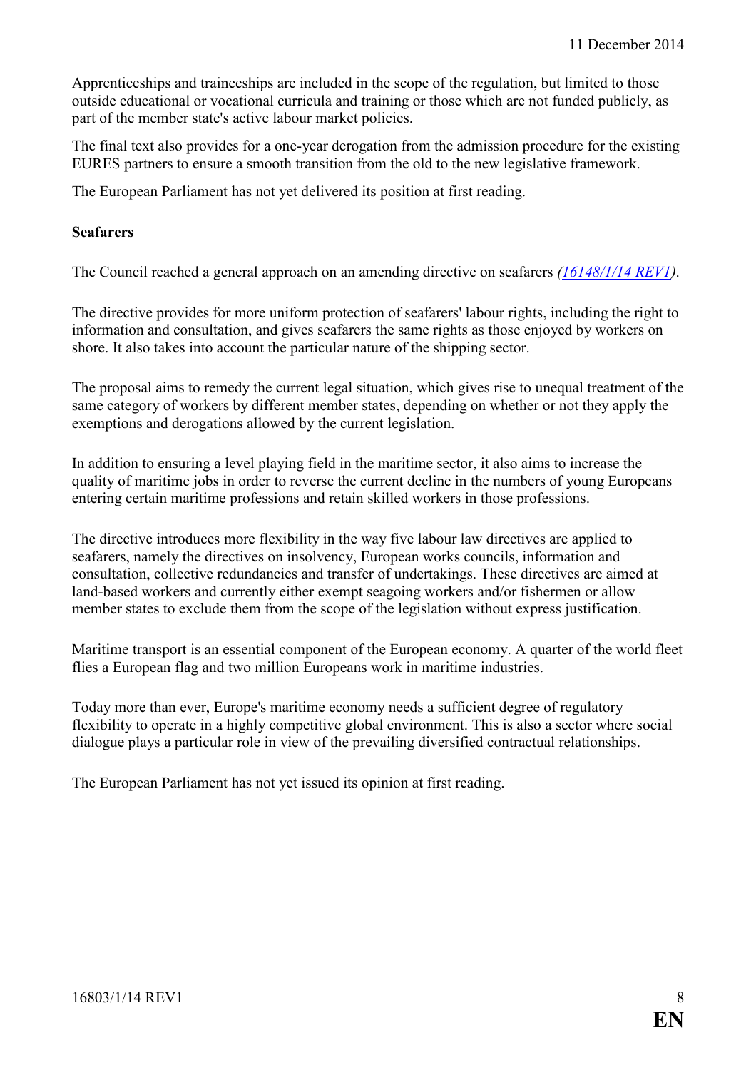Apprenticeships and traineeships are included in the scope of the regulation, but limited to those outside educational or vocational curricula and training or those which are not funded publicly, as part of the member state's active labour market policies.

The final text also provides for a one-year derogation from the admission procedure for the existing EURES partners to ensure a smooth transition from the old to the new legislative framework.

The European Parliament has not yet delivered its position at first reading.

**Seafarers**

The Council reached a general approach on an amending directive on seafarers *(16148/1/14 REV1)*.

The directive provides for more uniform protection of seafarers' labour rights, including the right to information and consultation, and gives seafarers the same rights as those enjoyed by workers on shore. It also takes into account the particular nature of the shipping sector.

The proposal aims to remedy the current legal situation, which gives rise to unequal treatment of the same category of workers by different member states, depending on whether or not they apply the exemptions and derogations allowed by the current legislation.

In addition to ensuring a level playing field in the maritime sector, it also aims to increase the quality of maritime jobs in order to reverse the current decline in the numbers of young Europeans entering certain maritime professions and retain skilled workers in those professions.

The directive introduces more flexibility in the way five labour law directives are applied to seafarers, namely the directives on insolvency, European works councils, information and consultation, collective redundancies and transfer of undertakings. These directives are aimed at land-based workers and currently either exempt seagoing workers and/or fishermen or allow member states to exclude them from the scope of the legislation without express justification.

Maritime transport is an essential component of the European economy. A quarter of the world fleet flies a European flag and two million Europeans work in maritime industries.

Today more than ever, Europe's maritime economy needs a sufficient degree of regulatory flexibility to operate in a highly competitive global environment. This is also a sector where social dialogue plays a particular role in view of the prevailing diversified contractual relationships.

The European Parliament has not yet issued its opinion at first reading.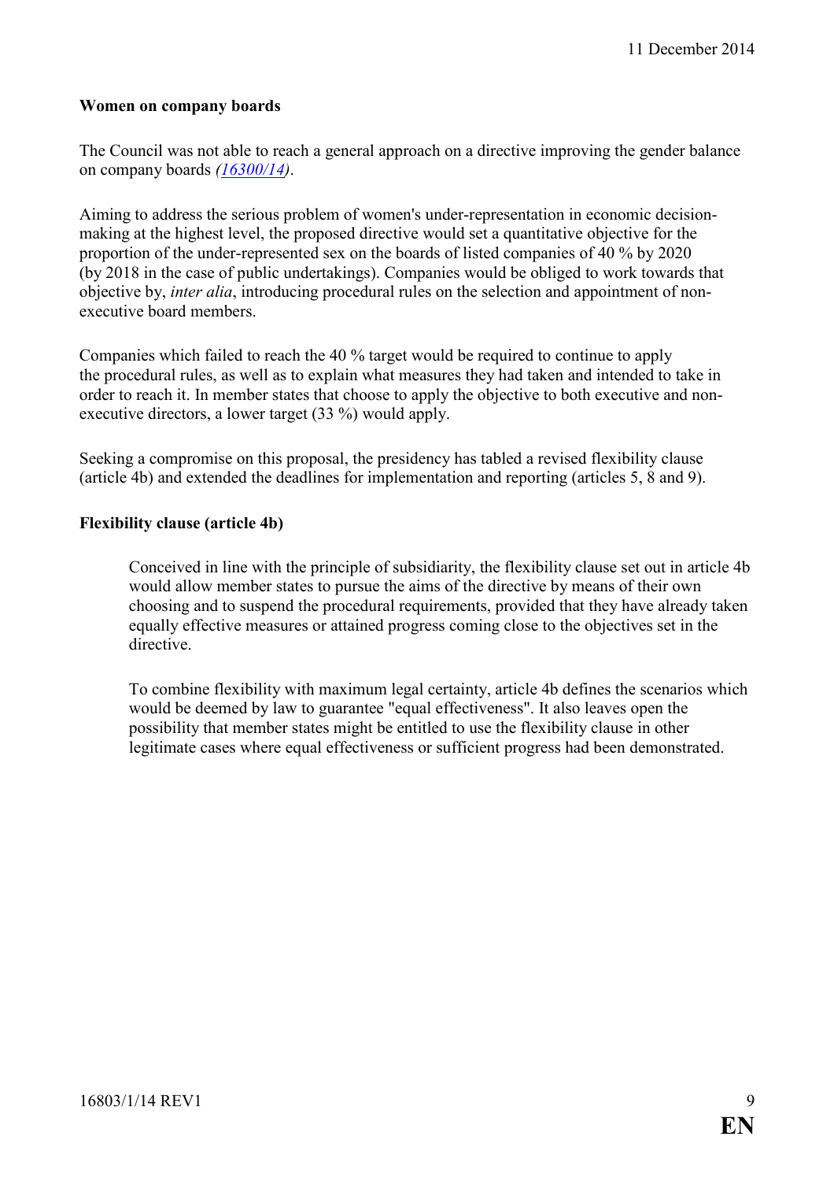**Women on company boards**

The Council was not able to reach a general approach on a directive improving the gender balance on company boards *(16300/14)*.

Aiming to address the serious problem of women's under-representation in economic decision-making at the highest level, the proposed directive would set a quantitative objective for the proportion of the under-represented sex on the boards of listed companies of 40 % by 2020 (by 2018 in the case of public undertakings). Companies would be obliged to work towards that objective by, *inter alia*, introducing procedural rules on the selection and appointment of non-executive board members.

Companies which failed to reach the 40 % target would be required to continue to apply the procedural rules, as well as to explain what measures they had taken and intended to take in order to reach it. In member states that choose to apply the objective to both executive and non-executive directors, a lower target (33 %) would apply.

Seeking a compromise on this proposal, the presidency has tabled a revised flexibility clause (article 4b) and extended the deadlines for implementation and reporting (articles 5, 8 and 9).

**Flexibility clause (article 4b)**

> Conceived in line with the principle of subsidiarity, the flexibility clause set out in article 4b would allow member states to pursue the aims of the directive by means of their own choosing and to suspend the procedural requirements, provided that they have already taken equally effective measures or attained progress coming close to the objectives set in the directive.
>
> To combine flexibility with maximum legal certainty, article 4b defines the scenarios which would be deemed by law to guarantee "equal effectiveness". It also leaves open the possibility that member states might be entitled to use the flexibility clause in other legitimate cases where equal effectiveness or sufficient progress had been demonstrated.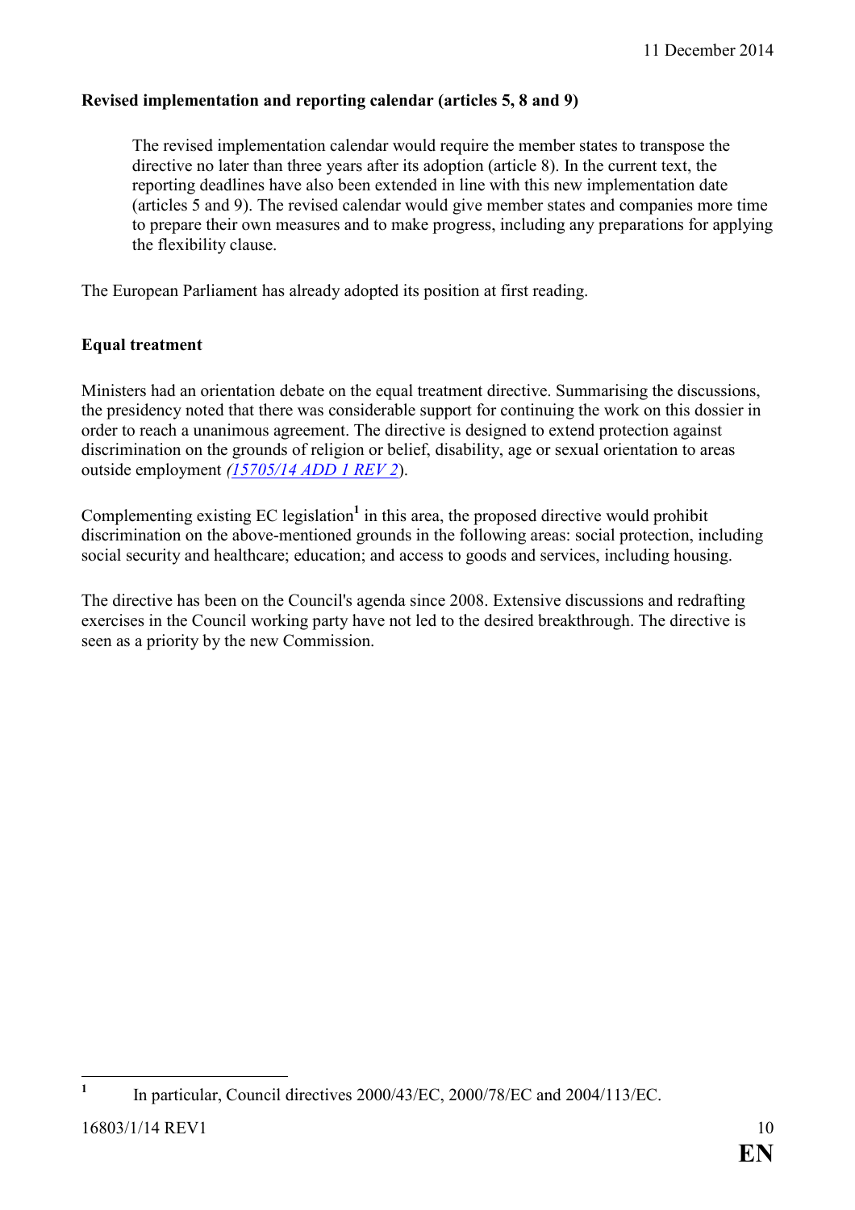**Revised implementation and reporting calendar (articles 5, 8 and 9)**

> The revised implementation calendar would require the member states to transpose the directive no later than three years after its adoption (article 8). In the current text, the reporting deadlines have also been extended in line with this new implementation date (articles 5 and 9). The revised calendar would give member states and companies more time to prepare their own measures and to make progress, including any preparations for applying the flexibility clause.

The European Parliament has already adopted its position at first reading.

**Equal treatment**

Ministers had an orientation debate on the equal treatment directive. Summarising the discussions, the presidency noted that there was considerable support for continuing the work on this dossier in order to reach a unanimous agreement. The directive is designed to extend protection against discrimination on the grounds of religion or belief, disability, age or sexual orientation to areas outside employment *(15705/14 ADD 1 REV 2*).

Complementing existing EC legislation[1] in this area, the proposed directive would prohibit discrimination on the above-mentioned grounds in the following areas: social protection, including social security and healthcare; education; and access to goods and services, including housing.

The directive has been on the Council's agenda since 2008. Extensive discussions and redrafting exercises in the Council working party have not led to the desired breakthrough. The directive is seen as a priority by the new Commission.

---

[1] In particular, Council directives 2000/43/EC, 2000/78/EC and 2004/113/EC.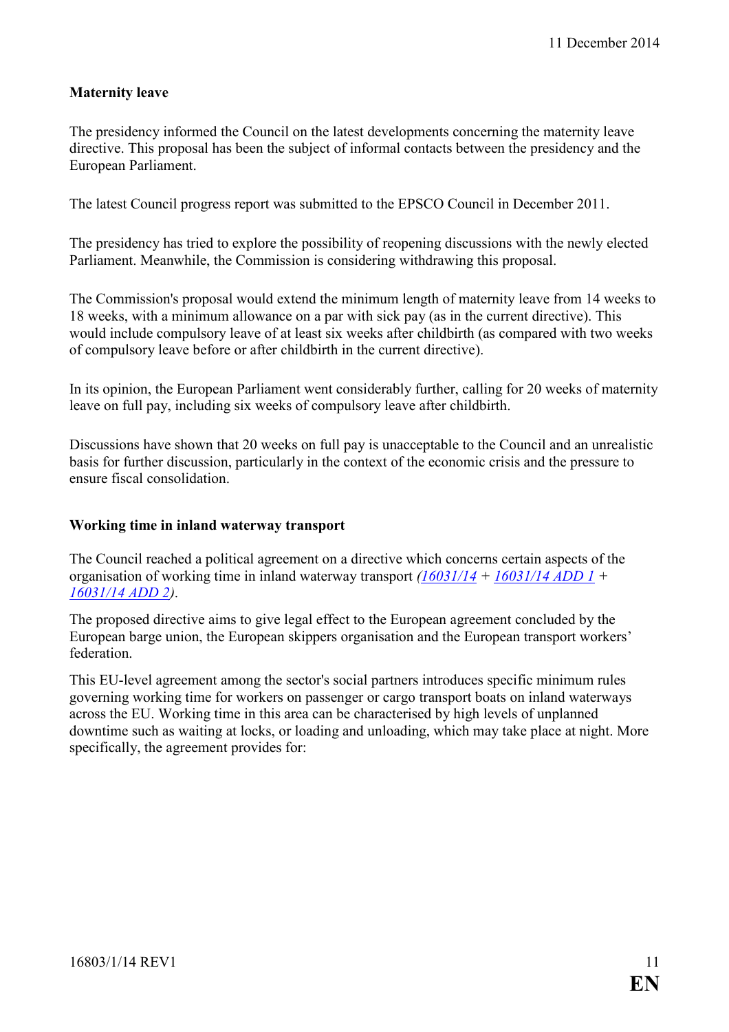**Maternity leave**

The presidency informed the Council on the latest developments concerning the maternity leave directive. This proposal has been the subject of informal contacts between the presidency and the European Parliament.

The latest Council progress report was submitted to the EPSCO Council in December 2011.

The presidency has tried to explore the possibility of reopening discussions with the newly elected Parliament. Meanwhile, the Commission is considering withdrawing this proposal.

The Commission's proposal would extend the minimum length of maternity leave from 14 weeks to 18 weeks, with a minimum allowance on a par with sick pay (as in the current directive). This would include compulsory leave of at least six weeks after childbirth (as compared with two weeks of compulsory leave before or after childbirth in the current directive).

In its opinion, the European Parliament went considerably further, calling for 20 weeks of maternity leave on full pay, including six weeks of compulsory leave after childbirth.

Discussions have shown that 20 weeks on full pay is unacceptable to the Council and an unrealistic basis for further discussion, particularly in the context of the economic crisis and the pressure to ensure fiscal consolidation.

**Working time in inland waterway transport**

The Council reached a political agreement on a directive which concerns certain aspects of the organisation of working time in inland waterway transport *(16031/14 + 16031/14 ADD 1 + 16031/14 ADD 2)*.

The proposed directive aims to give legal effect to the European agreement concluded by the European barge union, the European skippers organisation and the European transport workers' federation.

This EU-level agreement among the sector's social partners introduces specific minimum rules governing working time for workers on passenger or cargo transport boats on inland waterways across the EU. Working time in this area can be characterised by high levels of unplanned downtime such as waiting at locks, or loading and unloading, which may take place at night. More specifically, the agreement provides for: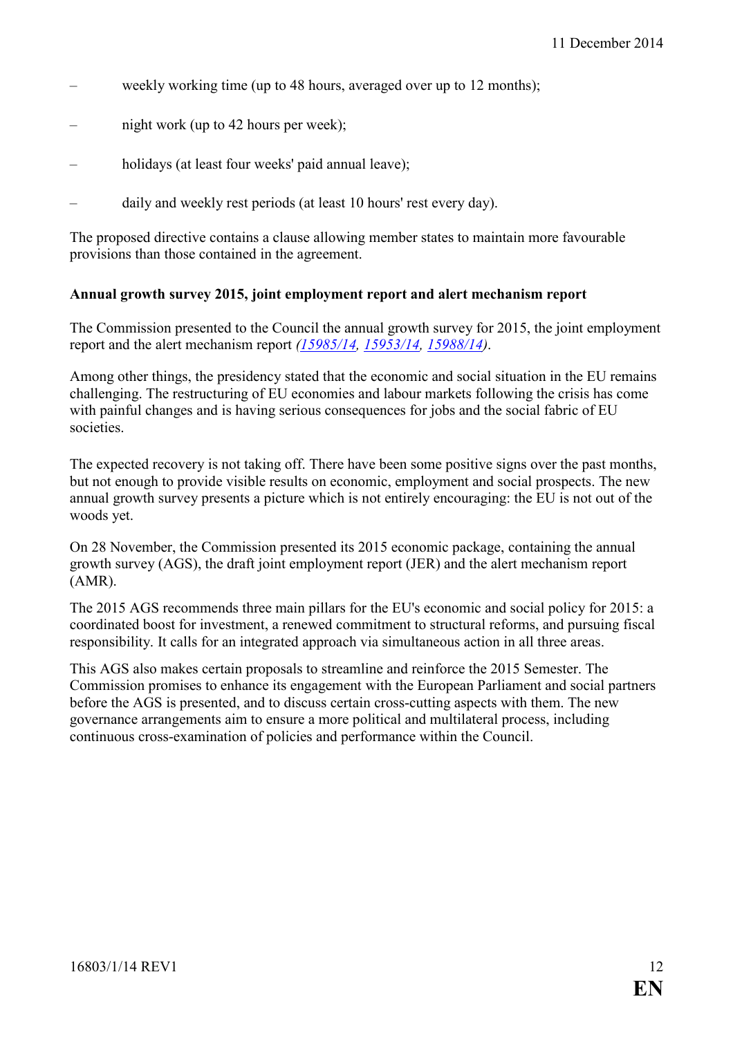- weekly working time (up to 48 hours, averaged over up to 12 months);
- night work (up to 42 hours per week);
- holidays (at least four weeks' paid annual leave);
- daily and weekly rest periods (at least 10 hours' rest every day).

The proposed directive contains a clause allowing member states to maintain more favourable provisions than those contained in the agreement.

**Annual growth survey 2015, joint employment report and alert mechanism report**

The Commission presented to the Council the annual growth survey for 2015, the joint employment report and the alert mechanism report *(15985/14, 15953/14, 15988/14)*.

Among other things, the presidency stated that the economic and social situation in the EU remains challenging. The restructuring of EU economies and labour markets following the crisis has come with painful changes and is having serious consequences for jobs and the social fabric of EU societies.

The expected recovery is not taking off. There have been some positive signs over the past months, but not enough to provide visible results on economic, employment and social prospects. The new annual growth survey presents a picture which is not entirely encouraging: the EU is not out of the woods yet.

On 28 November, the Commission presented its 2015 economic package, containing the annual growth survey (AGS), the draft joint employment report (JER) and the alert mechanism report (AMR).

The 2015 AGS recommends three main pillars for the EU's economic and social policy for 2015: a coordinated boost for investment, a renewed commitment to structural reforms, and pursuing fiscal responsibility. It calls for an integrated approach via simultaneous action in all three areas.

This AGS also makes certain proposals to streamline and reinforce the 2015 Semester. The Commission promises to enhance its engagement with the European Parliament and social partners before the AGS is presented, and to discuss certain cross-cutting aspects with them. The new governance arrangements aim to ensure a more political and multilateral process, including continuous cross-examination of policies and performance within the Council.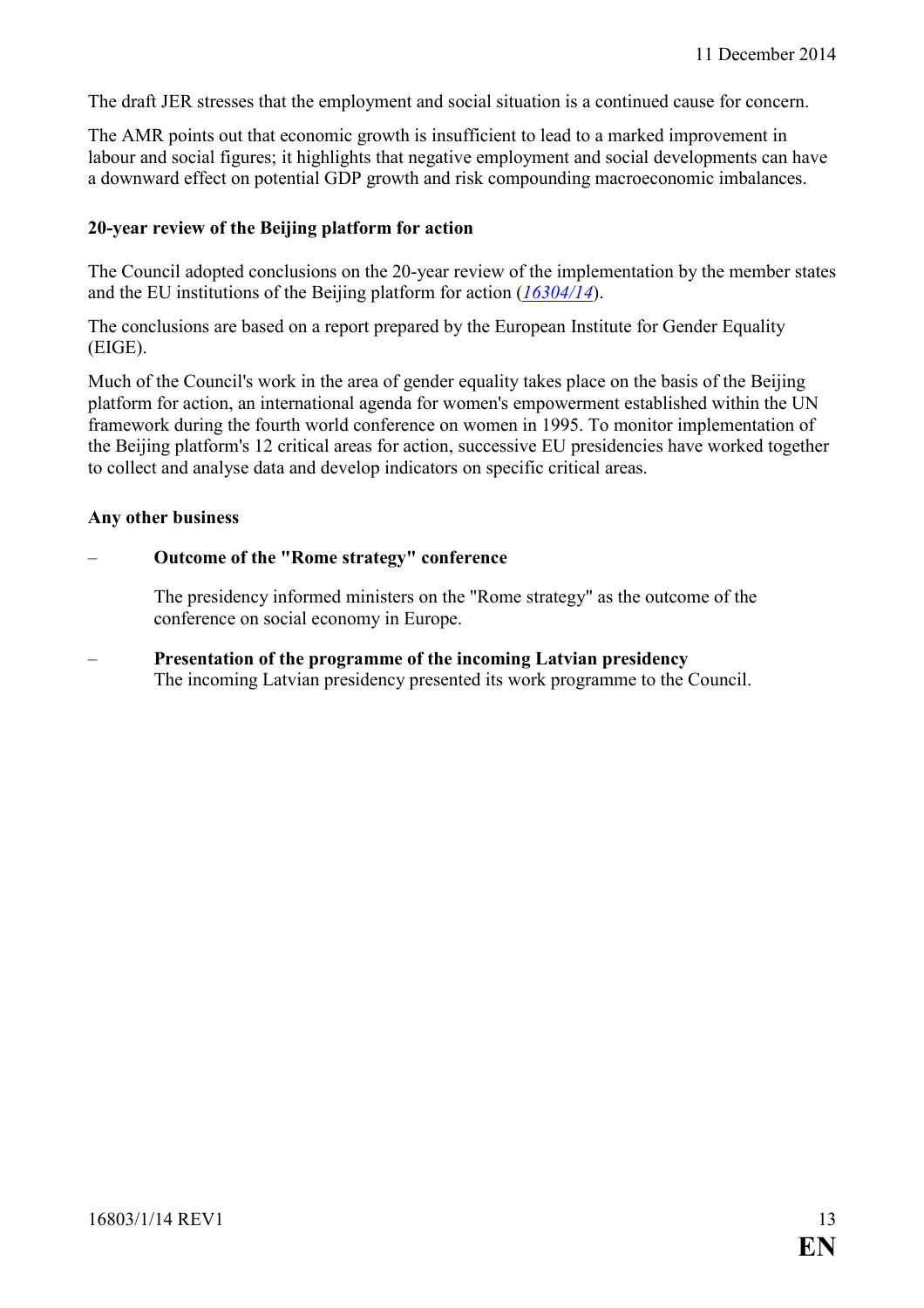The draft JER stresses that the employment and social situation is a continued cause for concern.

The AMR points out that economic growth is insufficient to lead to a marked improvement in labour and social figures; it highlights that negative employment and social developments can have a downward effect on potential GDP growth and risk compounding macroeconomic imbalances.

### 20-year review of the Beijing platform for action

The Council adopted conclusions on the 20-year review of the implementation by the member states and the EU institutions of the Beijing platform for action (*16304/14*).

The conclusions are based on a report prepared by the European Institute for Gender Equality (EIGE).

Much of the Council's work in the area of gender equality takes place on the basis of the Beijing platform for action, an international agenda for women's empowerment established within the UN framework during the fourth world conference on women in 1995. To monitor implementation of the Beijing platform's 12 critical areas for action, successive EU presidencies have worked together to collect and analyse data and develop indicators on specific critical areas.

### Any other business

– **Outcome of the "Rome strategy" conference**

  The presidency informed ministers on the "Rome strategy" as the outcome of the conference on social economy in Europe.

– **Presentation of the programme of the incoming Latvian presidency**
  The incoming Latvian presidency presented its work programme to the Council.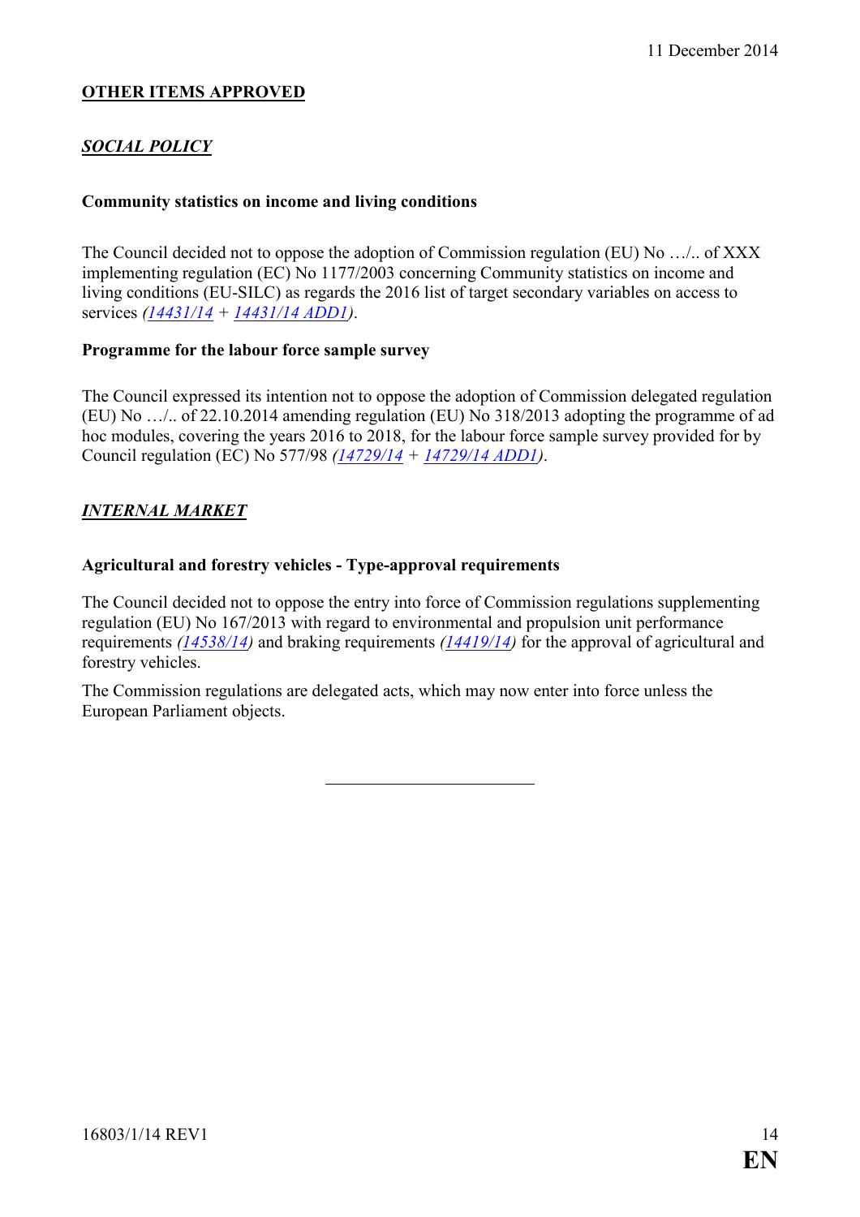## OTHER ITEMS APPROVED

### *SOCIAL POLICY*

**Community statistics on income and living conditions**

The Council decided not to oppose the adoption of Commission regulation (EU) No …/.. of XXX implementing regulation (EC) No 1177/2003 concerning Community statistics on income and living conditions (EU-SILC) as regards the 2016 list of target secondary variables on access to services *(14431/14* + *14431/14 ADD1)*.

**Programme for the labour force sample survey**

The Council expressed its intention not to oppose the adoption of Commission delegated regulation (EU) No …/.. of 22.10.2014 amending regulation (EU) No 318/2013 adopting the programme of ad hoc modules, covering the years 2016 to 2018, for the labour force sample survey provided for by Council regulation (EC) No 577/98 *(14729/14* + *14729/14 ADD1)*.

### *INTERNAL MARKET*

**Agricultural and forestry vehicles - Type-approval requirements**

The Council decided not to oppose the entry into force of Commission regulations supplementing regulation (EU) No 167/2013 with regard to environmental and propulsion unit performance requirements *(14538/14)* and braking requirements *(14419/14)* for the approval of agricultural and forestry vehicles.

The Commission regulations are delegated acts, which may now enter into force unless the European Parliament objects.